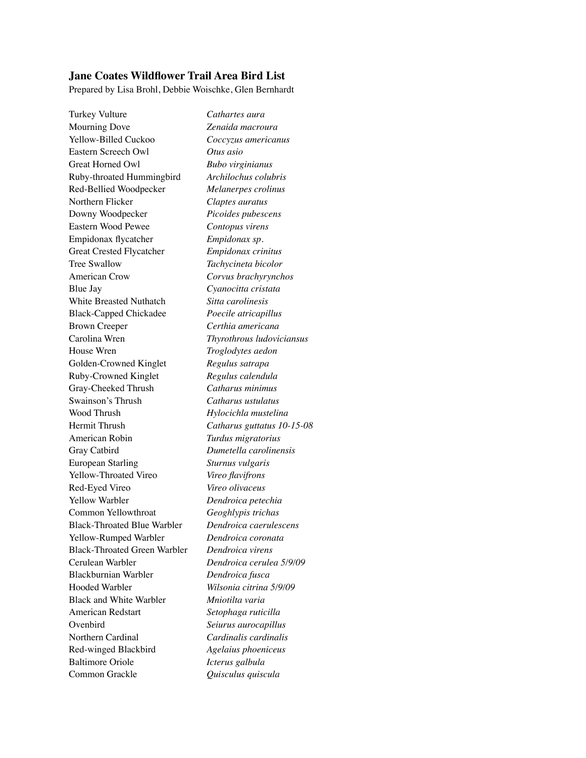**Jane Coates Wildflower Trail Area Bird List**

Prepared by Lisa Brohl, Debbie Woischke, Glen Bernhardt

| | |
|---|---|
| Turkey Vulture | *Cathartes aura* |
| Mourning Dove | *Zenaida macroura* |
| Yellow-Billed Cuckoo | *Coccyzus americanus* |
| Eastern Screech Owl | *Otus asio* |
| Great Horned Owl | *Bubo virginianus* |
| Ruby-throated Hummingbird | *Archilochus colubris* |
| Red-Bellied Woodpecker | *Melanerpes crolinus* |
| Northern Flicker | *Claptes auratus* |
| Downy Woodpecker | *Picoides pubescens* |
| Eastern Wood Pewee | *Contopus virens* |
| Empidonax flycatcher | *Empidonax sp.* |
| Great Crested Flycatcher | *Empidonax crinitus* |
| Tree Swallow | *Tachycineta bicolor* |
| American Crow | *Corvus brachyrynchos* |
| Blue Jay | *Cyanocitta cristata* |
| White Breasted Nuthatch | *Sitta carolinesis* |
| Black-Capped Chickadee | *Poecile atricapillus* |
| Brown Creeper | *Certhia americana* |
| Carolina Wren | *Thyrothrous ludoviciansus* |
| House Wren | *Troglodytes aedon* |
| Golden-Crowned Kinglet | *Regulus satrapa* |
| Ruby-Crowned Kinglet | *Regulus calendula* |
| Gray-Cheeked Thrush | *Catharus minimus* |
| Swainson's Thrush | *Catharus ustulatus* |
| Wood Thrush | *Hylocichla mustelina* |
| Hermit Thrush | *Catharus guttatus 10-15-08* |
| American Robin | *Turdus migratorius* |
| Gray Catbird | *Dumetella carolinensis* |
| European Starling | *Sturnus vulgaris* |
| Yellow-Throated Vireo | *Vireo flavifrons* |
| Red-Eyed Vireo | *Vireo olivaceus* |
| Yellow Warbler | *Dendroica petechia* |
| Common Yellowthroat | *Geoghlypis trichas* |
| Black-Throated Blue Warbler | *Dendroica caerulescens* |
| Yellow-Rumped Warbler | *Dendroica coronata* |
| Black-Throated Green Warbler | *Dendroica virens* |
| Cerulean Warbler | *Dendroica cerulea 5/9/09* |
| Blackburnian Warbler | *Dendroica fusca* |
| Hooded Warbler | *Wilsonia citrina 5/9/09* |
| Black and White Warbler | *Mniotilta varia* |
| American Redstart | *Setophaga ruticilla* |
| Ovenbird | *Seiurus aurocapillus* |
| Northern Cardinal | *Cardinalis cardinalis* |
| Red-winged Blackbird | *Agelaius phoeniceus* |
| Baltimore Oriole | *Icterus galbula* |
| Common Grackle | *Quisculus quiscula* |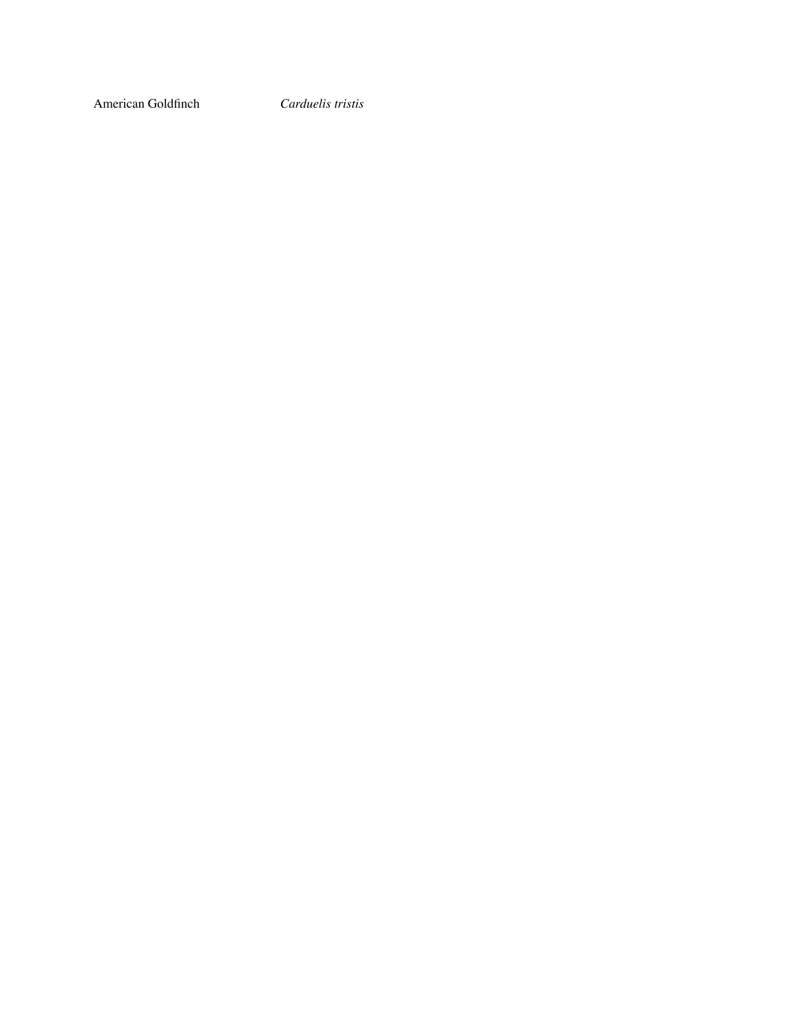American Goldfinch *Carduelis tristis*